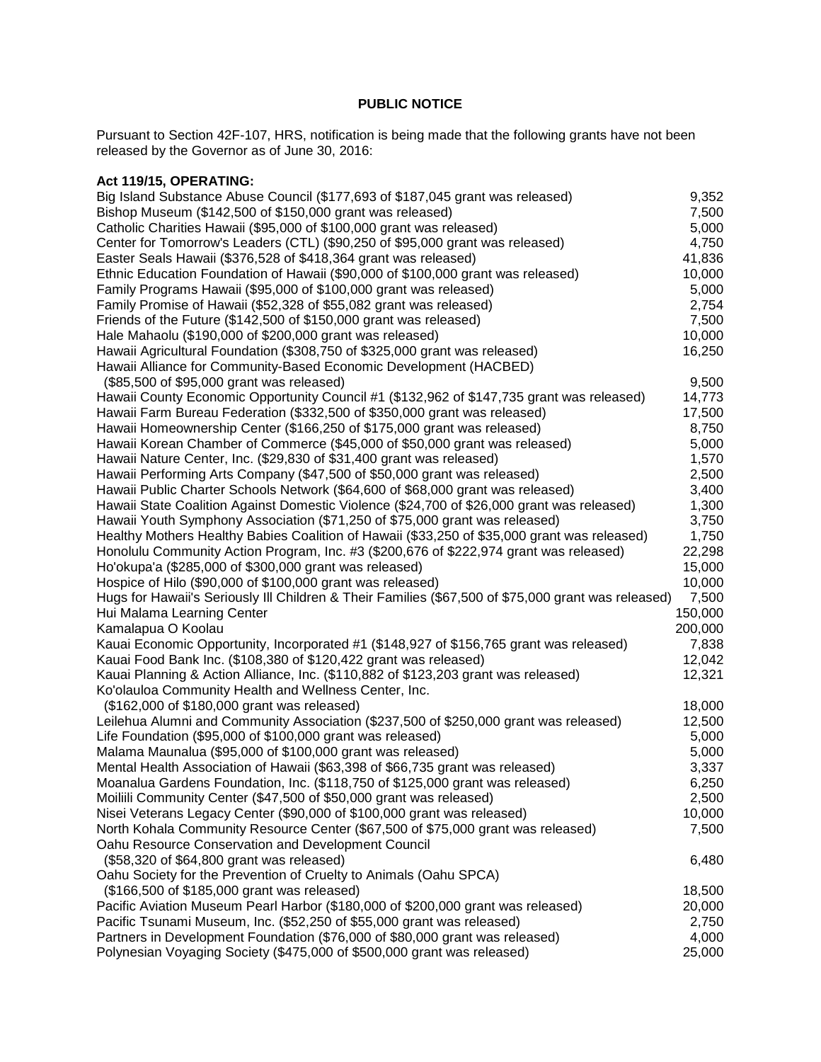**PUBLIC NOTICE**

Pursuant to Section 42F-107, HRS, notification is being made that the following grants have not been released by the Governor as of June 30, 2016:

**Act 119/15, OPERATING:**

| | |
|---|---:|
| Big Island Substance Abuse Council ($177,693 of $187,045 grant was released) | 9,352 |
| Bishop Museum ($142,500 of $150,000 grant was released) | 7,500 |
| Catholic Charities Hawaii ($95,000 of $100,000 grant was released) | 5,000 |
| Center for Tomorrow's Leaders (CTL) ($90,250 of $95,000 grant was released) | 4,750 |
| Easter Seals Hawaii ($376,528 of $418,364 grant was released) | 41,836 |
| Ethnic Education Foundation of Hawaii ($90,000 of $100,000 grant was released) | 10,000 |
| Family Programs Hawaii ($95,000 of $100,000 grant was released) | 5,000 |
| Family Promise of Hawaii ($52,328 of $55,082 grant was released) | 2,754 |
| Friends of the Future ($142,500 of $150,000 grant was released) | 7,500 |
| Hale Mahaolu ($190,000 of $200,000 grant was released) | 10,000 |
| Hawaii Agricultural Foundation ($308,750 of $325,000 grant was released) | 16,250 |
| Hawaii Alliance for Community-Based Economic Development (HACBED) ($85,500 of $95,000 grant was released) | 9,500 |
| Hawaii County Economic Opportunity Council #1 ($132,962 of $147,735 grant was released) | 14,773 |
| Hawaii Farm Bureau Federation ($332,500 of $350,000 grant was released) | 17,500 |
| Hawaii Homeownership Center ($166,250 of $175,000 grant was released) | 8,750 |
| Hawaii Korean Chamber of Commerce ($45,000 of $50,000 grant was released) | 5,000 |
| Hawaii Nature Center, Inc. ($29,830 of $31,400 grant was released) | 1,570 |
| Hawaii Performing Arts Company ($47,500 of $50,000 grant was released) | 2,500 |
| Hawaii Public Charter Schools Network ($64,600 of $68,000 grant was released) | 3,400 |
| Hawaii State Coalition Against Domestic Violence ($24,700 of $26,000 grant was released) | 1,300 |
| Hawaii Youth Symphony Association ($71,250 of $75,000 grant was released) | 3,750 |
| Healthy Mothers Healthy Babies Coalition of Hawaii ($33,250 of $35,000 grant was released) | 1,750 |
| Honolulu Community Action Program, Inc. #3 ($200,676 of $222,974 grant was released) | 22,298 |
| Ho'okupa'a ($285,000 of $300,000 grant was released) | 15,000 |
| Hospice of Hilo ($90,000 of $100,000 grant was released) | 10,000 |
| Hugs for Hawaii's Seriously Ill Children & Their Families ($67,500 of $75,000 grant was released) | 7,500 |
| Hui Malama Learning Center | 150,000 |
| Kamalapua O Koolau | 200,000 |
| Kauai Economic Opportunity, Incorporated #1 ($148,927 of $156,765 grant was released) | 7,838 |
| Kauai Food Bank Inc. ($108,380 of $120,422 grant was released) | 12,042 |
| Kauai Planning & Action Alliance, Inc. ($110,882 of $123,203 grant was released) | 12,321 |
| Ko'olauloa Community Health and Wellness Center, Inc. ($162,000 of $180,000 grant was released) | 18,000 |
| Leilehua Alumni and Community Association ($237,500 of $250,000 grant was released) | 12,500 |
| Life Foundation ($95,000 of $100,000 grant was released) | 5,000 |
| Malama Maunalua ($95,000 of $100,000 grant was released) | 5,000 |
| Mental Health Association of Hawaii ($63,398 of $66,735 grant was released) | 3,337 |
| Moanalua Gardens Foundation, Inc. ($118,750 of $125,000 grant was released) | 6,250 |
| Moiliili Community Center ($47,500 of $50,000 grant was released) | 2,500 |
| Nisei Veterans Legacy Center ($90,000 of $100,000 grant was released) | 10,000 |
| North Kohala Community Resource Center ($67,500 of $75,000 grant was released) | 7,500 |
| Oahu Resource Conservation and Development Council ($58,320 of $64,800 grant was released) | 6,480 |
| Oahu Society for the Prevention of Cruelty to Animals (Oahu SPCA) ($166,500 of $185,000 grant was released) | 18,500 |
| Pacific Aviation Museum Pearl Harbor ($180,000 of $200,000 grant was released) | 20,000 |
| Pacific Tsunami Museum, Inc. ($52,250 of $55,000 grant was released) | 2,750 |
| Partners in Development Foundation ($76,000 of $80,000 grant was released) | 4,000 |
| Polynesian Voyaging Society ($475,000 of $500,000 grant was released) | 25,000 |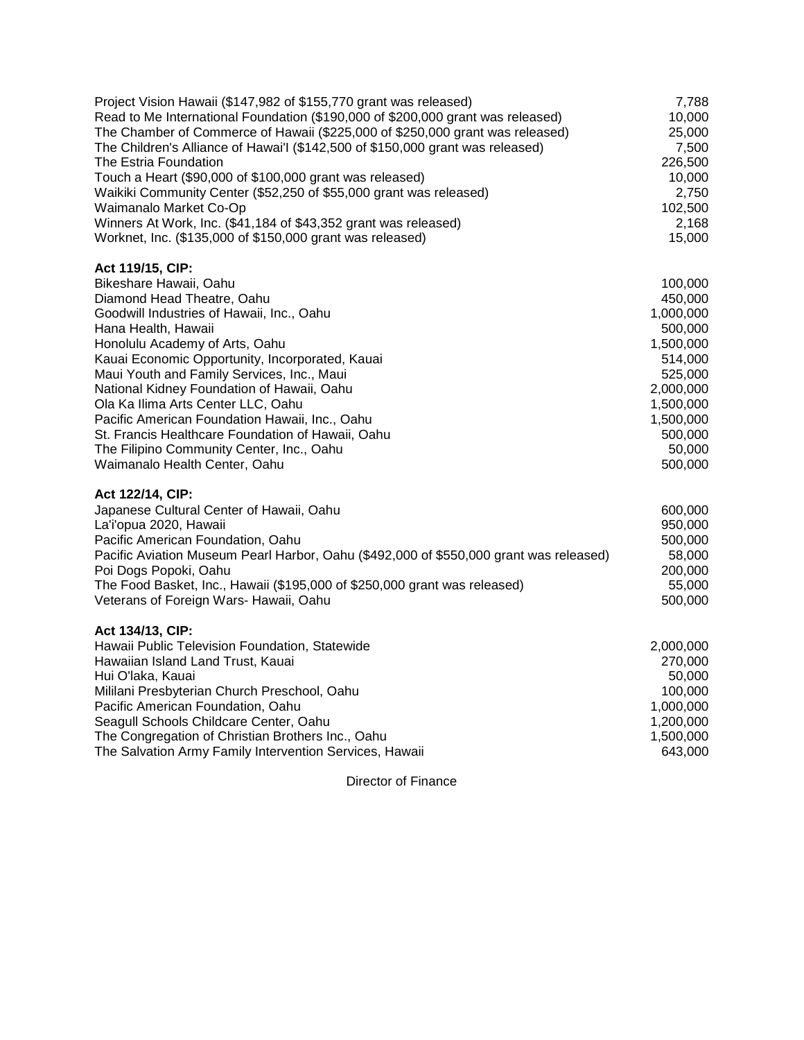| | |
|---|---|
| Project Vision Hawaii ($147,982 of $155,770 grant was released) | 7,788 |
| Read to Me International Foundation ($190,000 of $200,000 grant was released) | 10,000 |
| The Chamber of Commerce of Hawaii ($225,000 of $250,000 grant was released) | 25,000 |
| The Children's Alliance of Hawai'I ($142,500 of $150,000 grant was released) | 7,500 |
| The Estria Foundation | 226,500 |
| Touch a Heart ($90,000 of $100,000 grant was released) | 10,000 |
| Waikiki Community Center ($52,250 of $55,000 grant was released) | 2,750 |
| Waimanalo Market Co-Op | 102,500 |
| Winners At Work, Inc. ($41,184 of $43,352 grant was released) | 2,168 |
| Worknet, Inc. ($135,000 of $150,000 grant was released) | 15,000 |
| **Act 119/15, CIP:** | |
| Bikeshare Hawaii, Oahu | 100,000 |
| Diamond Head Theatre, Oahu | 450,000 |
| Goodwill Industries of Hawaii, Inc., Oahu | 1,000,000 |
| Hana Health, Hawaii | 500,000 |
| Honolulu Academy of Arts, Oahu | 1,500,000 |
| Kauai Economic Opportunity, Incorporated, Kauai | 514,000 |
| Maui Youth and Family Services, Inc., Maui | 525,000 |
| National Kidney Foundation of Hawaii, Oahu | 2,000,000 |
| Ola Ka Ilima Arts Center LLC, Oahu | 1,500,000 |
| Pacific American Foundation Hawaii, Inc., Oahu | 1,500,000 |
| St. Francis Healthcare Foundation of Hawaii, Oahu | 500,000 |
| The Filipino Community Center, Inc., Oahu | 50,000 |
| Waimanalo Health Center, Oahu | 500,000 |
| **Act 122/14, CIP:** | |
| Japanese Cultural Center of Hawaii, Oahu | 600,000 |
| La'i'opua 2020, Hawaii | 950,000 |
| Pacific American Foundation, Oahu | 500,000 |
| Pacific Aviation Museum Pearl Harbor, Oahu ($492,000 of $550,000 grant was released) | 58,000 |
| Poi Dogs Popoki, Oahu | 200,000 |
| The Food Basket, Inc., Hawaii ($195,000 of $250,000 grant was released) | 55,000 |
| Veterans of Foreign Wars- Hawaii, Oahu | 500,000 |
| **Act 134/13, CIP:** | |
| Hawaii Public Television Foundation, Statewide | 2,000,000 |
| Hawaiian Island Land Trust, Kauai | 270,000 |
| Hui O'laka, Kauai | 50,000 |
| Mililani Presbyterian Church Preschool, Oahu | 100,000 |
| Pacific American Foundation, Oahu | 1,000,000 |
| Seagull Schools Childcare Center, Oahu | 1,200,000 |
| The Congregation of Christian Brothers Inc., Oahu | 1,500,000 |
| The Salvation Army Family Intervention Services, Hawaii | 643,000 |

Director of Finance